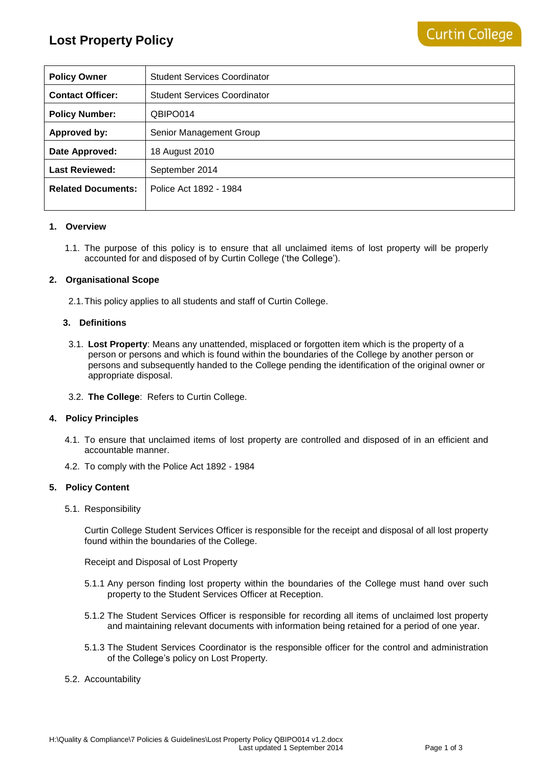# Lost Property Policy

Curtin College

| **Policy Owner** | Student Services Coordinator |
|---|---|
| **Contact Officer:** | Student Services Coordinator |
| **Policy Number:** | QBIPO014 |
| **Approved by:** | Senior Management Group |
| **Date Approved:** | 18 August 2010 |
| **Last Reviewed:** | September 2014 |
| **Related Documents:** | Police Act 1892 - 1984 |

## 1. Overview

1.1. The purpose of this policy is to ensure that all unclaimed items of lost property will be properly accounted for and disposed of by Curtin College ('the College').

## 2. Organisational Scope

2.1. This policy applies to all students and staff of Curtin College.

## 3. Definitions

3.1. **Lost Property**: Means any unattended, misplaced or forgotten item which is the property of a person or persons and which is found within the boundaries of the College by another person or persons and subsequently handed to the College pending the identification of the original owner or appropriate disposal.

3.2. **The College**: Refers to Curtin College.

## 4. Policy Principles

4.1. To ensure that unclaimed items of lost property are controlled and disposed of in an efficient and accountable manner.

4.2. To comply with the Police Act 1892 - 1984

## 5. Policy Content

5.1. Responsibility

Curtin College Student Services Officer is responsible for the receipt and disposal of all lost property found within the boundaries of the College.

Receipt and Disposal of Lost Property

5.1.1 Any person finding lost property within the boundaries of the College must hand over such property to the Student Services Officer at Reception.

5.1.2 The Student Services Officer is responsible for recording all items of unclaimed lost property and maintaining relevant documents with information being retained for a period of one year.

5.1.3 The Student Services Coordinator is the responsible officer for the control and administration of the College's policy on Lost Property.

5.2. Accountability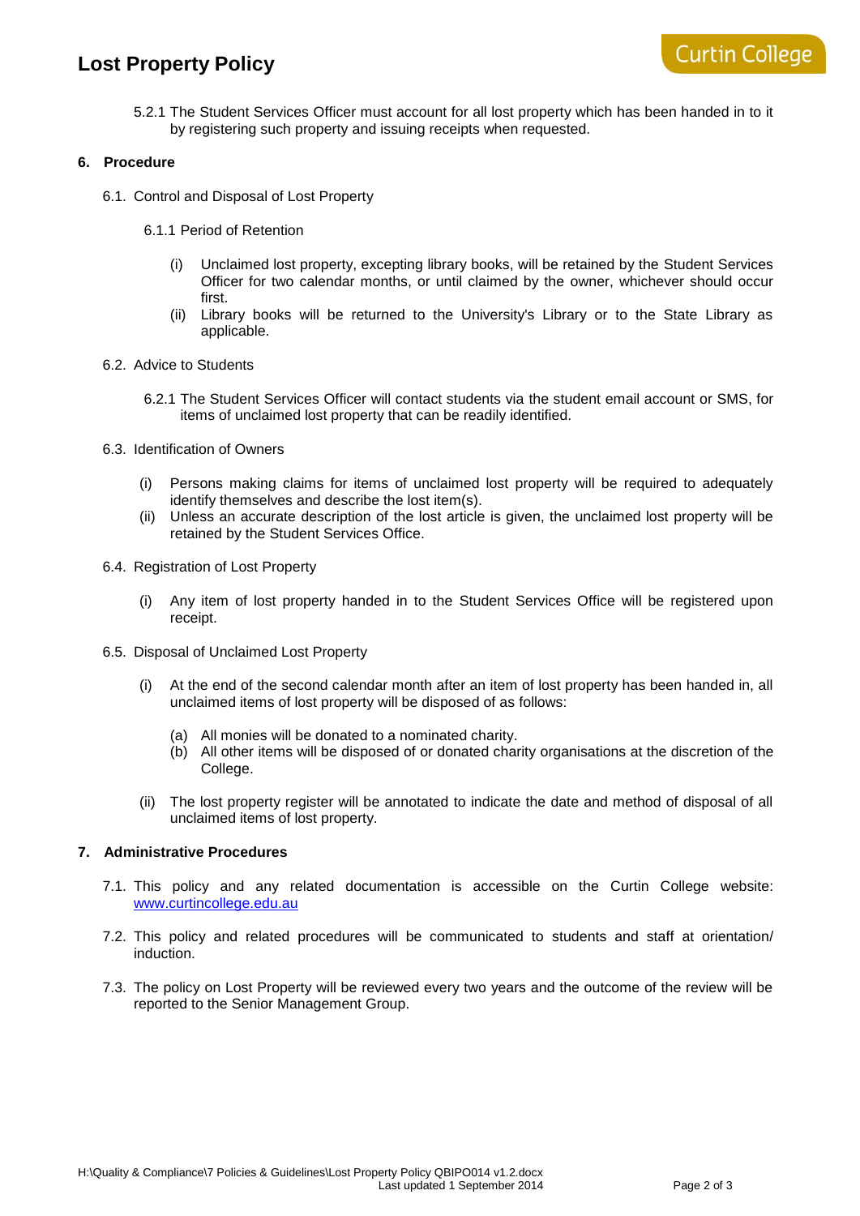5.2.1 The Student Services Officer must account for all lost property which has been handed in to it by registering such property and issuing receipts when requested.

## 6. Procedure

6.1. Control and Disposal of Lost Property

6.1.1 Period of Retention

(i) Unclaimed lost property, excepting library books, will be retained by the Student Services Officer for two calendar months, or until claimed by the owner, whichever should occur first.

(ii) Library books will be returned to the University's Library or to the State Library as applicable.

6.2. Advice to Students

6.2.1 The Student Services Officer will contact students via the student email account or SMS, for items of unclaimed lost property that can be readily identified.

6.3. Identification of Owners

(i) Persons making claims for items of unclaimed lost property will be required to adequately identify themselves and describe the lost item(s).

(ii) Unless an accurate description of the lost article is given, the unclaimed lost property will be retained by the Student Services Office.

6.4. Registration of Lost Property

(i) Any item of lost property handed in to the Student Services Office will be registered upon receipt.

6.5. Disposal of Unclaimed Lost Property

(i) At the end of the second calendar month after an item of lost property has been handed in, all unclaimed items of lost property will be disposed of as follows:

(a) All monies will be donated to a nominated charity.

(b) All other items will be disposed of or donated charity organisations at the discretion of the College.

(ii) The lost property register will be annotated to indicate the date and method of disposal of all unclaimed items of lost property.

## 7. Administrative Procedures

7.1. This policy and any related documentation is accessible on the Curtin College website: [www.curtincollege.edu.au](http://www.curtincollege.edu.au)

7.2. This policy and related procedures will be communicated to students and staff at orientation/ induction.

7.3. The policy on Lost Property will be reviewed every two years and the outcome of the review will be reported to the Senior Management Group.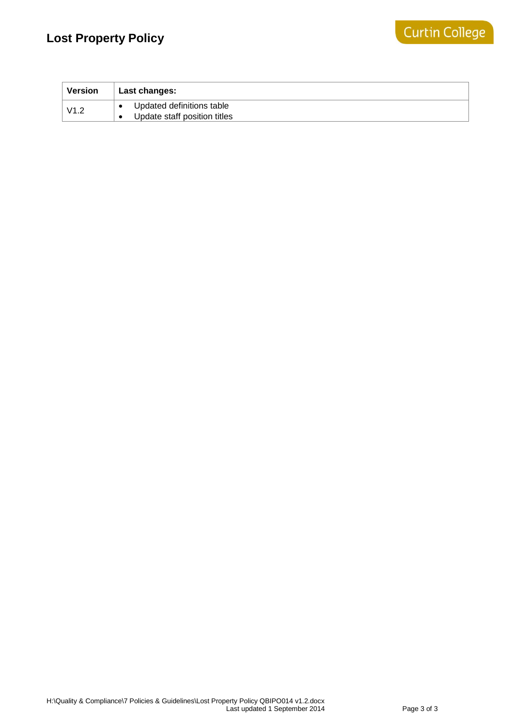| Version | Last changes: |
| --- | --- |
| V1.2 | • Updated definitions table<br>• Update staff position titles |